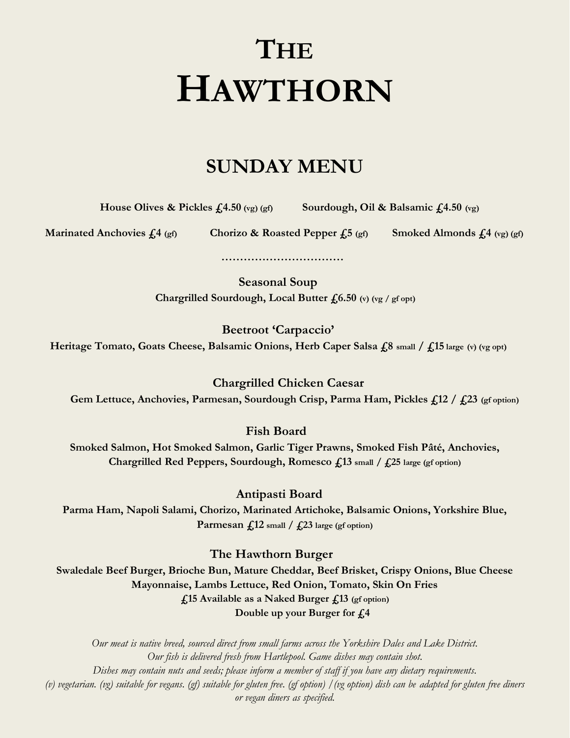# The Hawthorn

## SUNDAY MENU

**House Olives & Pickles £4.50** (vg) (gf) **Sourdough, Oil & Balsamic £4.50** (vg)

**Marinated Anchovies £4** (gf) **Chorizo & Roasted Pepper £5** (gf) **Smoked Almonds £4** (vg) (gf)

……………………………

**Seasonal Soup**
**Chargrilled Sourdough, Local Butter £6.50** (v) (vg / gf opt)

**Beetroot 'Carpaccio'**
**Heritage Tomato, Goats Cheese, Balsamic Onions, Herb Caper Salsa £8** small **/ £15** large (v) (vg opt)

**Chargrilled Chicken Caesar**
**Gem Lettuce, Anchovies, Parmesan, Sourdough Crisp, Parma Ham, Pickles £12 / £23** (gf option)

**Fish Board**
**Smoked Salmon, Hot Smoked Salmon, Garlic Tiger Prawns, Smoked Fish Pâté, Anchovies, Chargrilled Red Peppers, Sourdough, Romesco £13** small **/ £25** large (gf option)

**Antipasti Board**
**Parma Ham, Napoli Salami, Chorizo, Marinated Artichoke, Balsamic Onions, Yorkshire Blue, Parmesan £12** small **/ £23** large (gf option)

**The Hawthorn Burger**
**Swaledale Beef Burger, Brioche Bun, Mature Cheddar, Beef Brisket, Crispy Onions, Blue Cheese Mayonnaise, Lambs Lettuce, Red Onion, Tomato, Skin On Fries**
**£15 Available as a Naked Burger £13** (gf option)
**Double up your Burger for £4**

*Our meat is native breed, sourced direct from small farms across the Yorkshire Dales and Lake District.*
*Our fish is delivered fresh from Hartlepool. Game dishes may contain shot.*
*Dishes may contain nuts and seeds; please inform a member of staff if you have any dietary requirements.*
*(v) vegetarian. (vg) suitable for vegans. (gf) suitable for gluten free. (gf option) / (vg option) dish can be adapted for gluten free diners or vegan diners as specified.*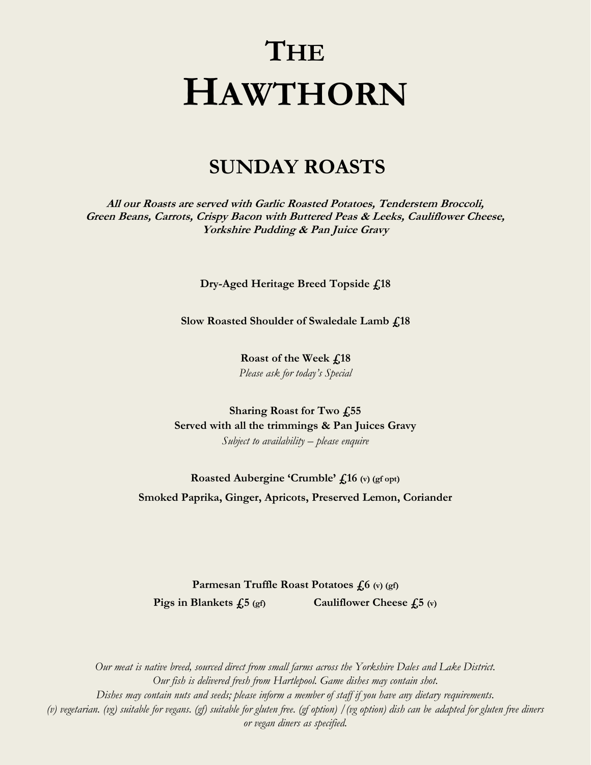# The Hawthorn

## SUNDAY ROASTS

***All our Roasts are served with Garlic Roasted Potatoes, Tenderstem Broccoli, Green Beans, Carrots, Crispy Bacon with Buttered Peas & Leeks, Cauliflower Cheese, Yorkshire Pudding & Pan Juice Gravy***

**Dry-Aged Heritage Breed Topside £18**

**Slow Roasted Shoulder of Swaledale Lamb £18**

**Roast of the Week £18**
*Please ask for today's Special*

**Sharing Roast for Two £55**
**Served with all the trimmings & Pan Juices Gravy**
*Subject to availability – please enquire*

**Roasted Aubergine 'Crumble' £16 (v) (gf opt)**
**Smoked Paprika, Ginger, Apricots, Preserved Lemon, Coriander**

**Parmesan Truffle Roast Potatoes £6 (v) (gf)**

**Pigs in Blankets £5 (gf)**

**Cauliflower Cheese £5 (v)**

*Our meat is native breed, sourced direct from small farms across the Yorkshire Dales and Lake District. Our fish is delivered fresh from Hartlepool. Game dishes may contain shot. Dishes may contain nuts and seeds; please inform a member of staff if you have any dietary requirements. (v) vegetarian. (vg) suitable for vegans. (gf) suitable for gluten free. (gf option) / (vg option) dish can be adapted for gluten free diners or vegan diners as specified.*